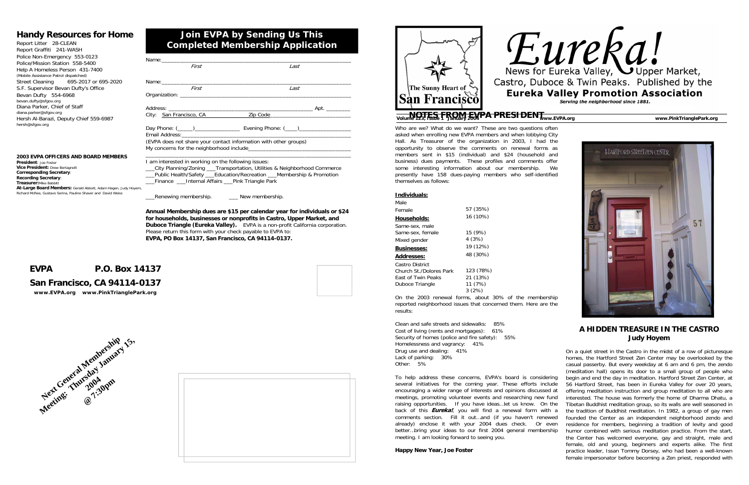## Handy Resources for Home

Report Litter 28-CLEAN
Report Graffiti 241-WASH
Police Non-Emergency 553-0123
Police/Mission Station 558-5400
Help A Homeless Person 431-7400
(Mobile Assistance Patrol dispatched)
Street Cleaning 695-2017 or 695-2020
S.F. Supervisor Bevan Dufty's Office
Bevan Dufty 554-6968
bevan.dufty@sfgov.org
Diana Parker, Chief of Staff
diana.parker@sfgov.org
Hersh Al-Barazi, Deputy Chief 559-6987
hersh@sfgov.org

**2003 EVPA OFFICERS AND BOARD MEMBERS**

**President**: Joe Foster
**Vice President:** Drew Bertagnolli
**Corresponding Secretary**:
**Recording Secretary**:
**Treasurer:** Mike Babbitt
**At-Large Board Members:** Gerald Abbott, Adam Hagen, Judy Hoyem, Richard McRee, Gustavo Serina, Pauline Shaver and David Weiss

## Join EVPA by Sending Us This Completed Membership Application

Name:\_\_\_\_\_\_\_\_\_\_\_\_\_\_\_\_\_\_\_\_\_\_\_\_\_\_\_\_\_\_
*First* *Last*

Name:\_\_\_\_\_\_\_\_\_\_\_\_\_\_\_\_\_\_\_\_\_\_\_\_\_\_\_\_\_\_
*First* *Last*

Organization: \_\_\_\_\_\_\_\_\_\_\_\_\_\_\_\_\_\_\_\_\_\_\_\_\_\_

Address: \_\_\_\_\_\_\_\_\_\_\_\_\_\_\_\_\_\_\_\_\_\_ Apt. \_\_\_\_\_\_
City: San Francisco, CA Zip Code\_\_\_\_\_\_\_\_\_\_\_\_

Day Phone: (\_\_\_\_\_)\_\_\_\_\_\_\_\_\_\_ Evening Phone: (\_\_\_\_)\_\_\_\_\_\_\_\_\_\_
Email Address:\_\_\_\_\_\_\_\_\_\_\_\_\_\_\_\_\_\_\_\_\_\_\_\_\_\_
(EVPA does not share your contact information with other groups)
My concerns for the neighborhood include\_\_\_\_\_\_\_\_\_\_\_\_\_\_\_\_\_\_\_\_

I am interested in working on the following issues:
\_\_\_City Planning/Zoning \_\_\_Transportation, Utilities & Neighborhood Commerce
\_\_\_Public Health/Safety \_\_\_Education/Recreation \_\_\_Membership & Promotion
\_\_\_Finance \_\_\_Internal Affairs \_\_\_Pink Triangle Park

\_\_\_Renewing membership. \_\_\_ New membership.

**Annual Membership dues are $15 per calendar year for individuals or $24 for households, businesses or nonprofits in Castro, Upper Market, and Duboce Triangle (Eureka Valley).** EVPA is a non-profit California corporation. Please return this form with your check payable to EVPA to:
**EVPA, PO Box 14137, San Francisco, CA 94114-0137.**

**EVPA P.O. Box 14137**
**San Francisco, CA 94114-0137**
**www.EVPA.org www.PinkTrianglePark.org**

**Next General Membership Meeting: Thursday January 15, 2004 @ 7:30pm**

# Eureka!

News for Eureka Valley, Upper Market, Castro, Duboce & Twin Peaks. Published by the
**Eureka Valley Promotion Association**
***Serving the neighborhood since 1881.***

The Sunny Heart of San Francisco

Volume 123, Issue 1 January 2004 www.EVPA.org www.PinkTrianglePark.org

## NOTES FROM EVPA PRESIDENT

Who are we? What do we want? These are two questions often asked when enrolling new EVPA members and when lobbying City Hall. As Treasurer of the organization in 2003, I had the opportunity to observe the comments on renewal forms as members sent in $15 (individual) and $24 (household and business) dues payments. These profiles and comments offer some interesting information about our membership. We presently have 158 dues-paying members who self-identified themselves as follows:

| | |
|---|---|
| **Individuals:** | |
| Male | 57 (35%) |
| Female | 16 (10%) |
| **Households:** | |
| Same-sex, male | 15 (9%) |
| Same-sex, female | 4 (3%) |
| Mixed gender | 19 (12%) |
| **Businesses:** | 48 (30%) |
| **Addresses:** | |
| Castro District | 123 (78%) |
| Church St./Dolores Park | 21 (13%) |
| East of Twin Peaks | 11 (7%) |
| Duboce Triangle | 3 (2%) |

On the 2003 renewal forms, about 30% of the membership reported neighborhood issues that concerned them. Here are the results:

Clean and safe streets and sidewalks: 85%
Cost of living (rents and mortgages): 61%
Security of homes (police and fire safety): 55%
Homelessness and vagrancy: 41%
Drug use and dealing: 41%
Lack of parking: 30%
Other: 5%

To help address these concerns, EVPA's board is considering several initiatives for the coming year. These efforts include encouraging a wider range of interests and opinions discussed at meetings, promoting volunteer events and researching new fund raising opportunities. If you have ideas…let us know. On the back of this ***Eureka!***, you will find a renewal form with a comments section. Fill it out…and (if you haven't renewed already) enclose it with your 2004 dues check. Or even better…bring your ideas to our first 2004 general membership meeting. I am looking forward to seeing you.

**Happy New Year, Joe Foster**

## A HIDDEN TREASURE IN THE CASTRO
### Judy Hoyem

On a quiet street in the Castro in the midst of a row of picturesque homes, the Hartford Street Zen Center may be overlooked by the casual passerby. But every weekday at 6 am and 6 pm, the zendo (meditation hall) opens its door to a small group of people who begin and end the day in meditation. Hartford Street Zen Center, at 56 Hartford Street, has been in Eureka Valley for over 20 years, offering meditation instruction and group meditation to all who are interested. The house was formerly the home of Dharma Dhatu, a Tibetan Buddhist meditation group, so its walls are well seasoned in the tradition of Buddhist meditation. In 1982, a group of gay men founded the Center as an independent neighborhood zendo and residence for members, beginning a tradition of levity and good humor combined with serious meditation practice. From the start, the Center has welcomed everyone, gay and straight, male and female, old and young, beginners and experts alike. The first practice leader, Issan Tommy Dorsey, who had been a well-known female impersonator before becoming a Zen priest, responded with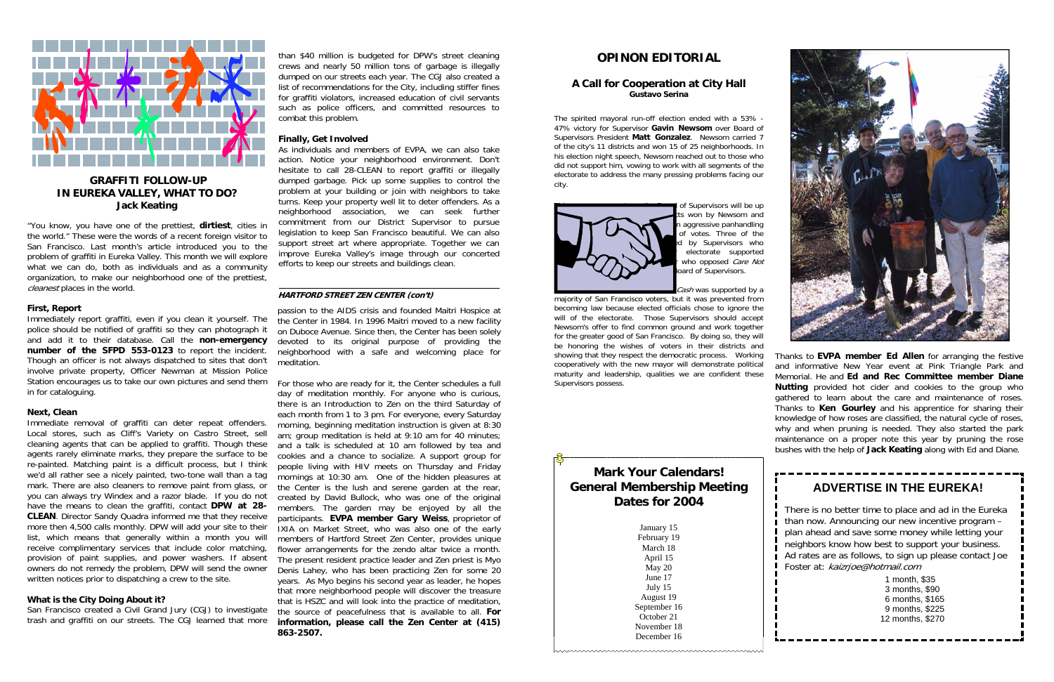## GRAFFITI FOLLOW-UP IN EUREKA VALLEY, WHAT TO DO?

**Jack Keating**

"You know, you have one of the prettiest, **dirtiest**, cities in the world." These were the words of a recent foreign visitor to San Francisco. Last month's article introduced you to the problem of graffiti in Eureka Valley. This month we will explore what we can do, both as individuals and as a community organization, to make our neighborhood one of the prettiest, *cleanest* places in the world.

### First, Report

Immediately report graffiti, even if you clean it yourself. The police should be notified of graffiti so they can photograph it and add it to their database. Call the **non-emergency number of the SFPD 553-0123** to report the incident. Though an officer is not always dispatched to sites that don't involve private property, Officer Newman at Mission Police Station encourages us to take our own pictures and send them in for cataloguing.

### Next, Clean

Immediate removal of graffiti can deter repeat offenders. Local stores, such as Cliff's Variety on Castro Street, sell cleaning agents that can be applied to graffiti. Though these agents rarely eliminate marks, they prepare the surface to be re-painted. Matching paint is a difficult process, but I think we'd all rather see a nicely painted, two-tone wall than a tag mark. There are also cleaners to remove paint from glass, or you can always try Windex and a razor blade. If you do not have the means to clean the graffiti, contact **DPW at 28-CLEAN**. Director Sandy Quadra informed me that they receive more then 4,500 calls monthly. DPW will add your site to their list, which means that generally within a month you will receive complimentary services that include color matching, provision of paint supplies, and power washers. If absent owners do not remedy the problem, DPW will send the owner written notices prior to dispatching a crew to the site.

### What is the City Doing About it?

San Francisco created a Civil Grand Jury (CGJ) to investigate trash and graffiti on our streets. The CGJ learned that more than $40 million is budgeted for DPW's street cleaning crews and nearly 50 million tons of garbage is illegally dumped on our streets each year. The CGJ also created a list of recommendations for the City, including stiffer fines for graffiti violators, increased education of civil servants such as police officers, and committed resources to combat this problem.

### Finally, Get Involved

As individuals and members of EVPA, we can also take action. Notice your neighborhood environment. Don't hesitate to call 28-CLEAN to report graffiti or illegally dumped garbage. Pick up some supplies to control the problem at your building or join with neighbors to take turns. Keep your property well lit to deter offenders. As a neighborhood association, we can seek further commitment from our District Supervisor to pursue legislation to keep San Francisco beautiful. We can also support street art where appropriate. Together we can improve Eureka Valley's image through our concerted efforts to keep our streets and buildings clean.

---

***HARTFORD STREET ZEN CENTER (con't)***

passion to the AIDS crisis and founded Maitri Hospice at the Center in 1984. In 1996 Maitri moved to a new facility on Duboce Avenue. Since then, the Center has been solely devoted to its original purpose of providing the neighborhood with a safe and welcoming place for meditation.

For those who are ready for it, the Center schedules a full day of meditation monthly. For anyone who is curious, there is an Introduction to Zen on the third Saturday of each month from 1 to 3 pm. For everyone, every Saturday morning, beginning meditation instruction is given at 8:30 am; group meditation is held at 9:10 am for 40 minutes; and a talk is scheduled at 10 am followed by tea and cookies and a chance to socialize. A support group for people living with HIV meets on Thursday and Friday mornings at 10:30 am. One of the hidden pleasures at the Center is the lush and serene garden at the rear, created by David Bullock, who was one of the original members. The garden may be enjoyed by all the participants. **EVPA member Gary Weiss**, proprietor of IXIA on Market Street, who was also one of the early members of Hartford Street Zen Center, provides unique flower arrangements for the zendo altar twice a month. The present resident practice leader and Zen priest is Myo Denis Lahey, who has been practicing Zen for some 20 years. As Myo begins his second year as leader, he hopes that more neighborhood people will discover the treasure that is HSZC and will look into the practice of meditation, the source of peacefulness that is available to all. **For information, please call the Zen Center at (415) 863-2507.**

## OPINON EDITORIAL

### A Call for Cooperation at City Hall

**Gustavo Serina**

The spirited mayoral run-off election ended with a 53% - 47% victory for Supervisor **Gavin Newsom** over Board of Supervisors President **Matt Gonzalez**. Newsom carried 7 of the city's 11 districts and won 15 of 25 neighborhoods. In his election night speech, Newsom reached out to those who did not support him, vowing to work with all segments of the electorate to address the many pressing problems facing our city.

... of Supervisors will be up ...ts won by Newsom and ...n aggressive panhandling ... of votes. Three of the ...d by Supervisors who ... electorate supported ... who opposed *Care Not* ...oard of Supervisors. *...Cash* was supported by a majority of San Francisco voters, but it was prevented from becoming law because elected officials chose to ignore the will of the electorate. Those Supervisors should accept Newsom's offer to find common ground and work together for the greater good of San Francisco. By doing so, they will be honoring the wishes of voters in their districts and showing that they respect the democratic process. Working cooperatively with the new mayor will demonstrate political maturity and leadership, qualities we are confident these Supervisors possess.

Thanks to **EVPA member Ed Allen** for arranging the festive and informative New Year event at Pink Triangle Park and Memorial. He and **Ed and Rec Committee member Diane Nutting** provided hot cider and cookies to the group who gathered to learn about the care and maintenance of roses. Thanks to **Ken Gourley** and his apprentice for sharing their knowledge of how roses are classified, the natural cycle of roses, why and when pruning is needed. They also started the park maintenance on a proper note this year by pruning the rose bushes with the help of **Jack Keating** along with Ed and Diane.

## Mark Your Calendars! General Membership Meeting Dates for 2004

January 15
February 19
March 18
April 15
May 20
June 17
July 15
August 19
September 16
October 21
November 18
December 16

## ADVERTISE IN THE EUREKA!

There is no better time to place and ad in the Eureka than now. Announcing our new incentive program – plan ahead and save some money while letting your neighbors know how best to support your business. Ad rates are as follows, to sign up please contact Joe Foster at: *kaizrjoe@hotmail.com*

1 month, $35
3 months, $90
6 months, $165
9 months, $225
12 months, $270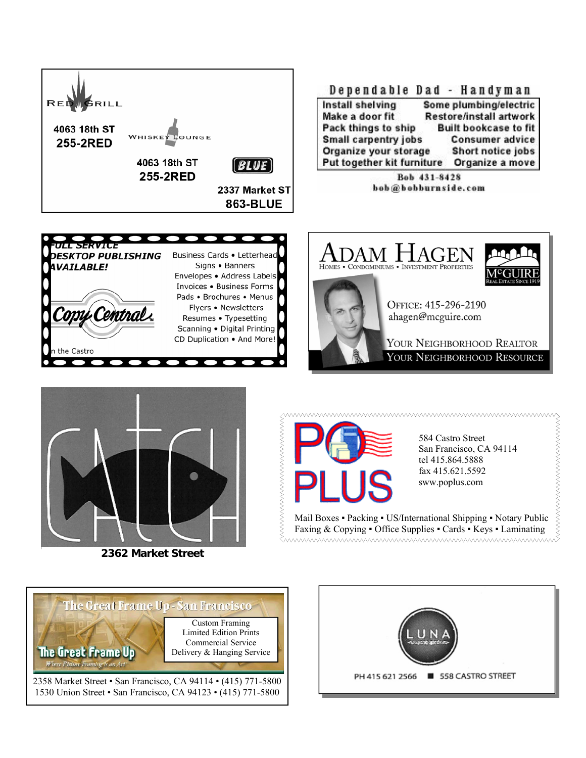RED GRILL

4063 18th ST
255-2RED

WHISKEY LOUNGE

4063 18th ST
255-2RED

BLUE

2337 Market ST
863-BLUE

## Dependable Dad - Handyman

| | |
|---|---|
| Install shelving | Some plumbing/electric |
| Make a door fit | Restore/install artwork |
| Pack things to ship | Built bookcase to fit |
| Small carpentry jobs | Consumer advice |
| Organize your storage | Short notice jobs |
| Put together kit furniture | Organize a move |

Bob 431-8428
bob@bobburnside.com

FULL SERVICE DESKTOP PUBLISHING AVAILABLE!

Copy Central

In the Castro

Business Cards • Letterhead
Signs • Banners
Envelopes • Address Labels
Invoices • Business Forms
Pads • Brochures • Menus
Flyers • Newsletters
Resumes • Typesetting
Scanning • Digital Printing
CD Duplication • And More!

## ADAM HAGEN

HOMES • CONDOMINIUMS • INVESTMENT PROPERTIES

McGUIRE
REAL ESTATE SINCE 1919

OFFICE: 415-296-2190
ahagen@mcguire.com

YOUR NEIGHBORHOOD REALTOR
YOUR NEIGHBORHOOD RESOURCE

CATCH

2362 Market Street

PO PLUS

584 Castro Street
San Francisco, CA 94114
tel 415.864.5888
fax 415.621.5592
sww.poplus.com

Mail Boxes ▪ Packing ▪ US/International Shipping ▪ Notary Public
Faxing & Copying ▪ Office Supplies ▪ Cards ▪ Keys ▪ Laminating

## The Great Frame Up - San Francisco

The Great Frame Up
*Where Picture Framing is an Art*

Custom Framing
Limited Edition Prints
Commercial Service
Delivery & Hanging Service

2358 Market Street • San Francisco, CA 94114 • (415) 771-5800
1530 Union Street • San Francisco, CA 94123 • (415) 771-5800

LUNA

PH 415 621 2566 ■ 558 CASTRO STREET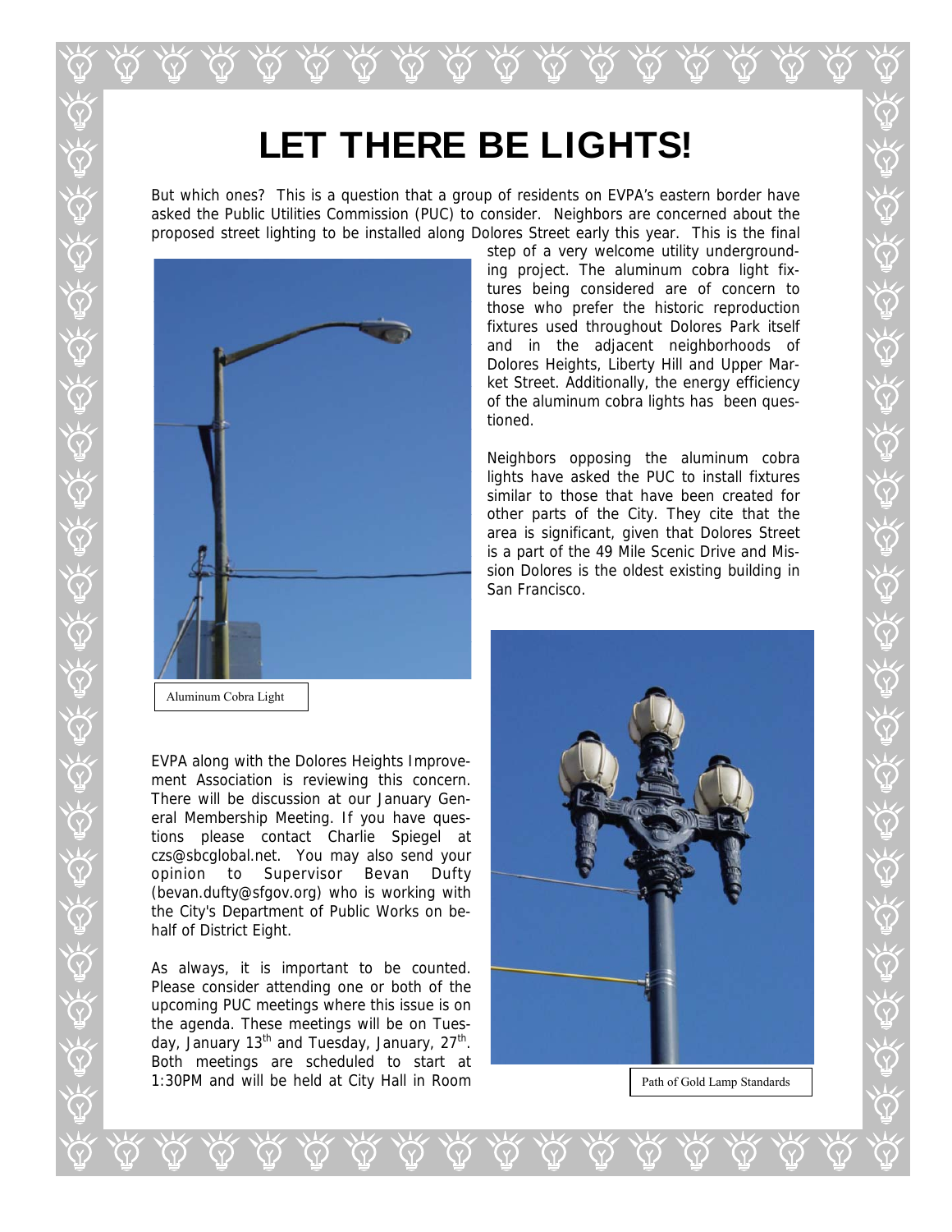# LET THERE BE LIGHTS!

But which ones? This is a question that a group of residents on EVPA's eastern border have asked the Public Utilities Commission (PUC) to consider. Neighbors are concerned about the proposed street lighting to be installed along Dolores Street early this year. This is the final step of a very welcome utility undergrounding project. The aluminum cobra light fixtures being considered are of concern to those who prefer the historic reproduction fixtures used throughout Dolores Park itself and in the adjacent neighborhoods of Dolores Heights, Liberty Hill and Upper Market Street. Additionally, the energy efficiency of the aluminum cobra lights has been questioned.

Aluminum Cobra Light

Neighbors opposing the aluminum cobra lights have asked the PUC to install fixtures similar to those that have been created for other parts of the City. They cite that the area is significant, given that Dolores Street is a part of the 49 Mile Scenic Drive and Mission Dolores is the oldest existing building in San Francisco.

EVPA along with the Dolores Heights Improvement Association is reviewing this concern. There will be discussion at our January General Membership Meeting. If you have questions please contact Charlie Spiegel at czs@sbcglobal.net. You may also send your opinion to Supervisor Bevan Dufty (bevan.dufty@sfgov.org) who is working with the City's Department of Public Works on behalf of District Eight.

As always, it is important to be counted. Please consider attending one or both of the upcoming PUC meetings where this issue is on the agenda. These meetings will be on Tuesday, January 13th and Tuesday, January, 27th. Both meetings are scheduled to start at 1:30PM and will be held at City Hall in Room

Path of Gold Lamp Standards